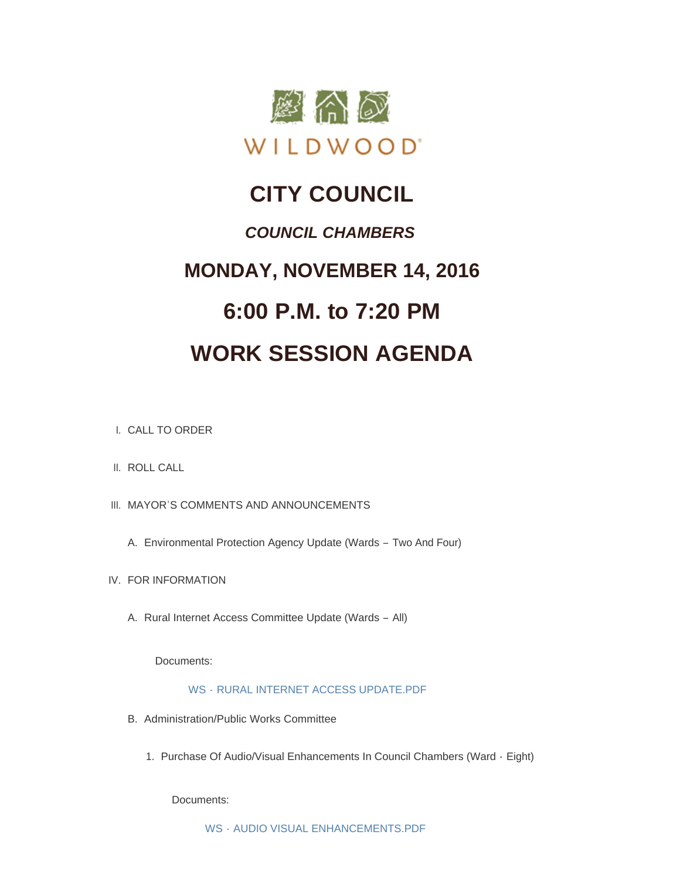WILDWOOD

# CITY COUNCIL

## *COUNCIL CHAMBERS*

## MONDAY, NOVEMBER 14, 2016

## 6:00 P.M. to 7:20 PM

## WORK SESSION AGENDA

I. CALL TO ORDER

II. ROLL CALL

III. MAYOR'S COMMENTS AND ANNOUNCEMENTS

   A. Environmental Protection Agency Update (Wards – Two And Four)

IV. FOR INFORMATION

   A. Rural Internet Access Committee Update (Wards – All)

      Documents:

         WS - RURAL INTERNET ACCESS UPDATE.PDF

   B. Administration/Public Works Committee

      1. Purchase Of Audio/Visual Enhancements In Council Chambers (Ward - Eight)

         Documents:

            WS - AUDIO VISUAL ENHANCEMENTS.PDF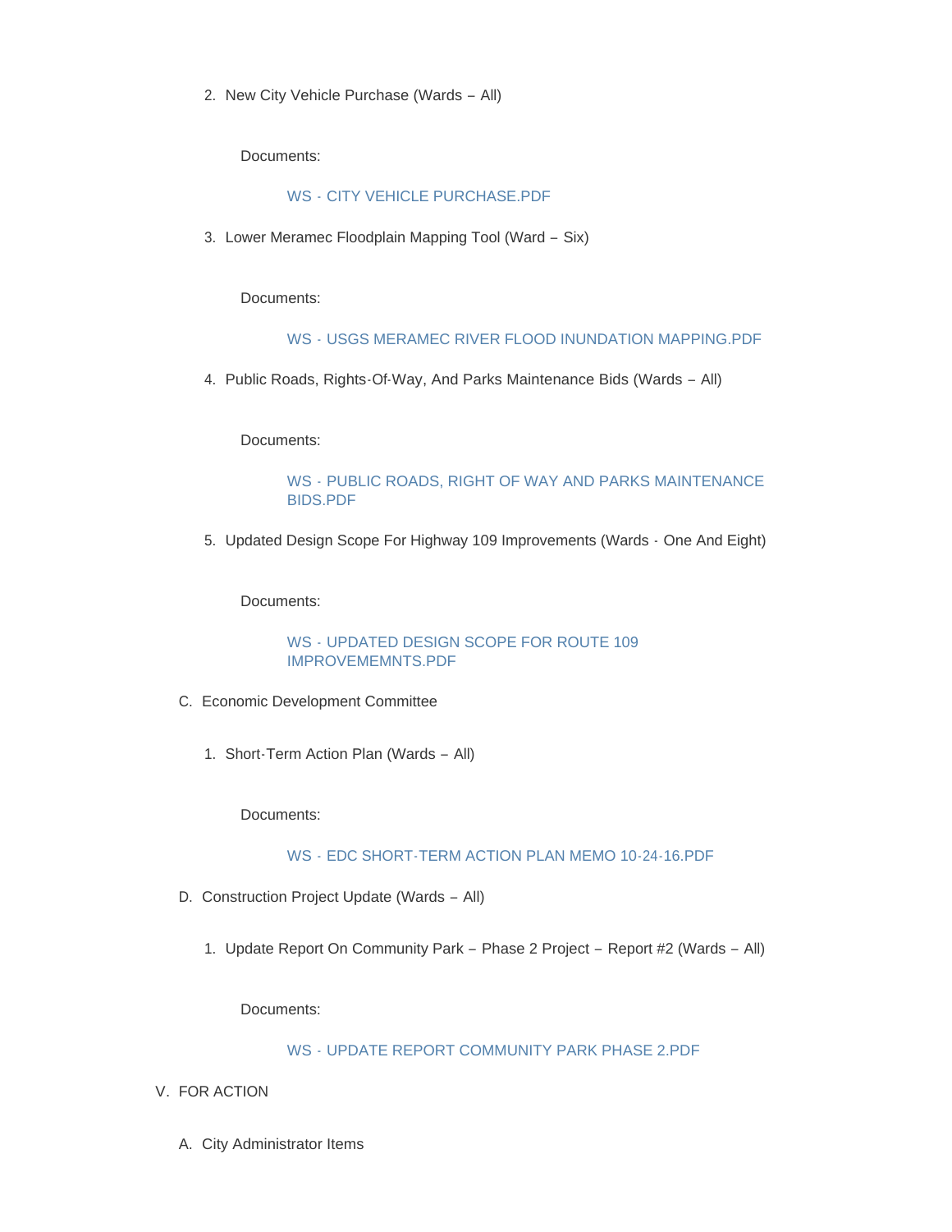2. New City Vehicle Purchase (Wards – All)

   Documents:

   WS - CITY VEHICLE PURCHASE.PDF

3. Lower Meramec Floodplain Mapping Tool (Ward – Six)

   Documents:

   WS - USGS MERAMEC RIVER FLOOD INUNDATION MAPPING.PDF

4. Public Roads, Rights-Of-Way, And Parks Maintenance Bids (Wards – All)

   Documents:

   WS - PUBLIC ROADS, RIGHT OF WAY AND PARKS MAINTENANCE BIDS.PDF

5. Updated Design Scope For Highway 109 Improvements (Wards - One And Eight)

   Documents:

   WS - UPDATED DESIGN SCOPE FOR ROUTE 109 IMPROVEMEMNTS.PDF

C. Economic Development Committee

1. Short-Term Action Plan (Wards – All)

   Documents:

   WS - EDC SHORT-TERM ACTION PLAN MEMO 10-24-16.PDF

D. Construction Project Update (Wards – All)

1. Update Report On Community Park – Phase 2 Project – Report #2 (Wards – All)

   Documents:

   WS - UPDATE REPORT COMMUNITY PARK PHASE 2.PDF

V. FOR ACTION

A. City Administrator Items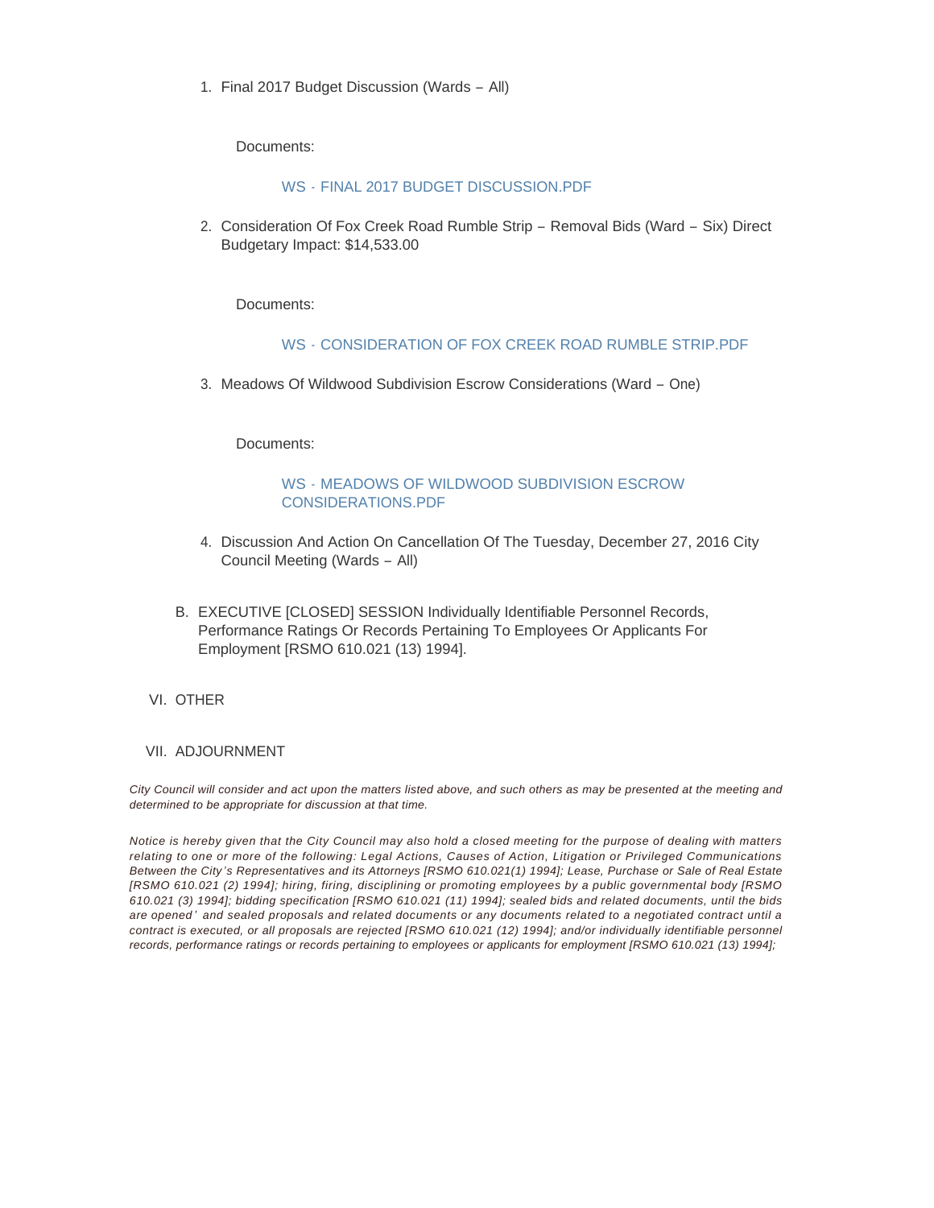1. Final 2017 Budget Discussion (Wards – All)

   Documents:

   WS - FINAL 2017 BUDGET DISCUSSION.PDF

2. Consideration Of Fox Creek Road Rumble Strip – Removal Bids (Ward – Six) Direct Budgetary Impact: $14,533.00

   Documents:

   WS - CONSIDERATION OF FOX CREEK ROAD RUMBLE STRIP.PDF

3. Meadows Of Wildwood Subdivision Escrow Considerations (Ward – One)

   Documents:

   WS - MEADOWS OF WILDWOOD SUBDIVISION ESCROW CONSIDERATIONS.PDF

4. Discussion And Action On Cancellation Of The Tuesday, December 27, 2016 City Council Meeting (Wards – All)

B. EXECUTIVE [CLOSED] SESSION Individually Identifiable Personnel Records, Performance Ratings Or Records Pertaining To Employees Or Applicants For Employment [RSMO 610.021 (13) 1994].

VI. OTHER

VII. ADJOURNMENT

*City Council will consider and act upon the matters listed above, and such others as may be presented at the meeting and determined to be appropriate for discussion at that time.*

*Notice is hereby given that the City Council may also hold a closed meeting for the purpose of dealing with matters relating to one or more of the following: Legal Actions, Causes of Action, Litigation or Privileged Communications Between the City's Representatives and its Attorneys [RSMO 610.021(1) 1994]; Lease, Purchase or Sale of Real Estate [RSMO 610.021 (2) 1994]; hiring, firing, disciplining or promoting employees by a public governmental body [RSMO 610.021 (3) 1994]; bidding specification [RSMO 610.021 (11) 1994]; sealed bids and related documents, until the bids are opened' and sealed proposals and related documents or any documents related to a negotiated contract until a contract is executed, or all proposals are rejected [RSMO 610.021 (12) 1994]; and/or individually identifiable personnel records, performance ratings or records pertaining to employees or applicants for employment [RSMO 610.021 (13) 1994];*